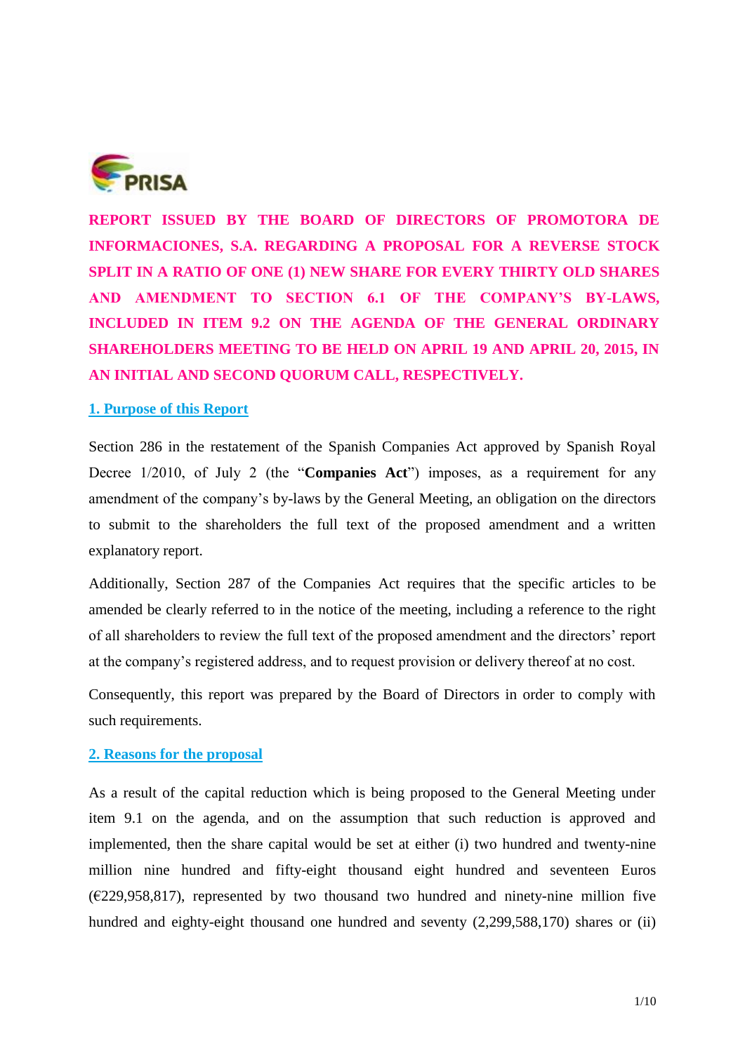# REPORT ISSUED BY THE BOARD OF DIRECTORS OF PROMOTORA DE INFORMACIONES, S.A. REGARDING A PROPOSAL FOR A REVERSE STOCK SPLIT IN A RATIO OF ONE (1) NEW SHARE FOR EVERY THIRTY OLD SHARES AND AMENDMENT TO SECTION 6.1 OF THE COMPANY'S BY-LAWS, INCLUDED IN ITEM 9.2 ON THE AGENDA OF THE GENERAL ORDINARY SHAREHOLDERS MEETING TO BE HELD ON APRIL 19 AND APRIL 20, 2015, IN AN INITIAL AND SECOND QUORUM CALL, RESPECTIVELY.

## 1. Purpose of this Report

Section 286 in the restatement of the Spanish Companies Act approved by Spanish Royal Decree 1/2010, of July 2 (the "**Companies Act**") imposes, as a requirement for any amendment of the company's by-laws by the General Meeting, an obligation on the directors to submit to the shareholders the full text of the proposed amendment and a written explanatory report.

Additionally, Section 287 of the Companies Act requires that the specific articles to be amended be clearly referred to in the notice of the meeting, including a reference to the right of all shareholders to review the full text of the proposed amendment and the directors' report at the company's registered address, and to request provision or delivery thereof at no cost.

Consequently, this report was prepared by the Board of Directors in order to comply with such requirements.

## 2. Reasons for the proposal

As a result of the capital reduction which is being proposed to the General Meeting under item 9.1 on the agenda, and on the assumption that such reduction is approved and implemented, then the share capital would be set at either (i) two hundred and twenty-nine million nine hundred and fifty-eight thousand eight hundred and seventeen Euros (€229,958,817), represented by two thousand two hundred and ninety-nine million five hundred and eighty-eight thousand one hundred and seventy (2,299,588,170) shares or (ii)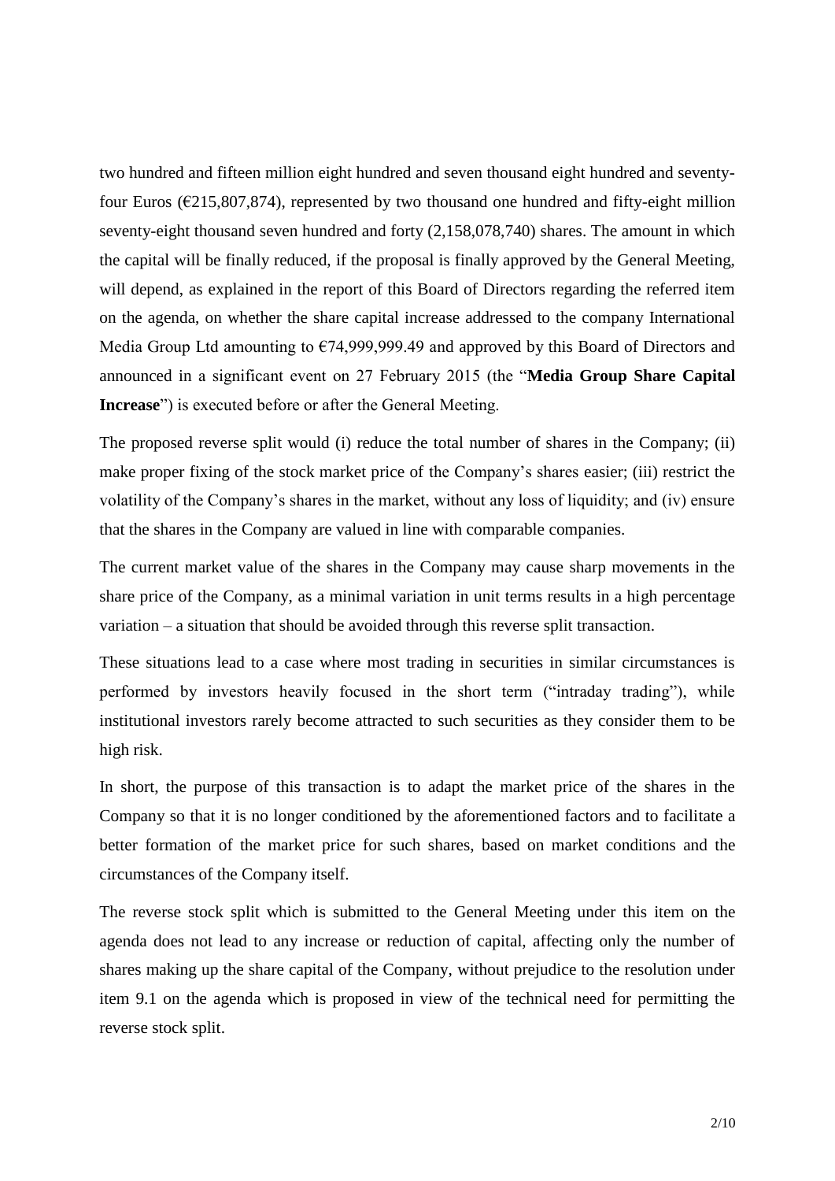two hundred and fifteen million eight hundred and seven thousand eight hundred and seventy-four Euros (€215,807,874), represented by two thousand one hundred and fifty-eight million seventy-eight thousand seven hundred and forty (2,158,078,740) shares. The amount in which the capital will be finally reduced, if the proposal is finally approved by the General Meeting, will depend, as explained in the report of this Board of Directors regarding the referred item on the agenda, on whether the share capital increase addressed to the company International Media Group Ltd amounting to €74,999,999.49 and approved by this Board of Directors and announced in a significant event on 27 February 2015 (the "**Media Group Share Capital Increase**") is executed before or after the General Meeting.

The proposed reverse split would (i) reduce the total number of shares in the Company; (ii) make proper fixing of the stock market price of the Company's shares easier; (iii) restrict the volatility of the Company's shares in the market, without any loss of liquidity; and (iv) ensure that the shares in the Company are valued in line with comparable companies.

The current market value of the shares in the Company may cause sharp movements in the share price of the Company, as a minimal variation in unit terms results in a high percentage variation – a situation that should be avoided through this reverse split transaction.

These situations lead to a case where most trading in securities in similar circumstances is performed by investors heavily focused in the short term ("intraday trading"), while institutional investors rarely become attracted to such securities as they consider them to be high risk.

In short, the purpose of this transaction is to adapt the market price of the shares in the Company so that it is no longer conditioned by the aforementioned factors and to facilitate a better formation of the market price for such shares, based on market conditions and the circumstances of the Company itself.

The reverse stock split which is submitted to the General Meeting under this item on the agenda does not lead to any increase or reduction of capital, affecting only the number of shares making up the share capital of the Company, without prejudice to the resolution under item 9.1 on the agenda which is proposed in view of the technical need for permitting the reverse stock split.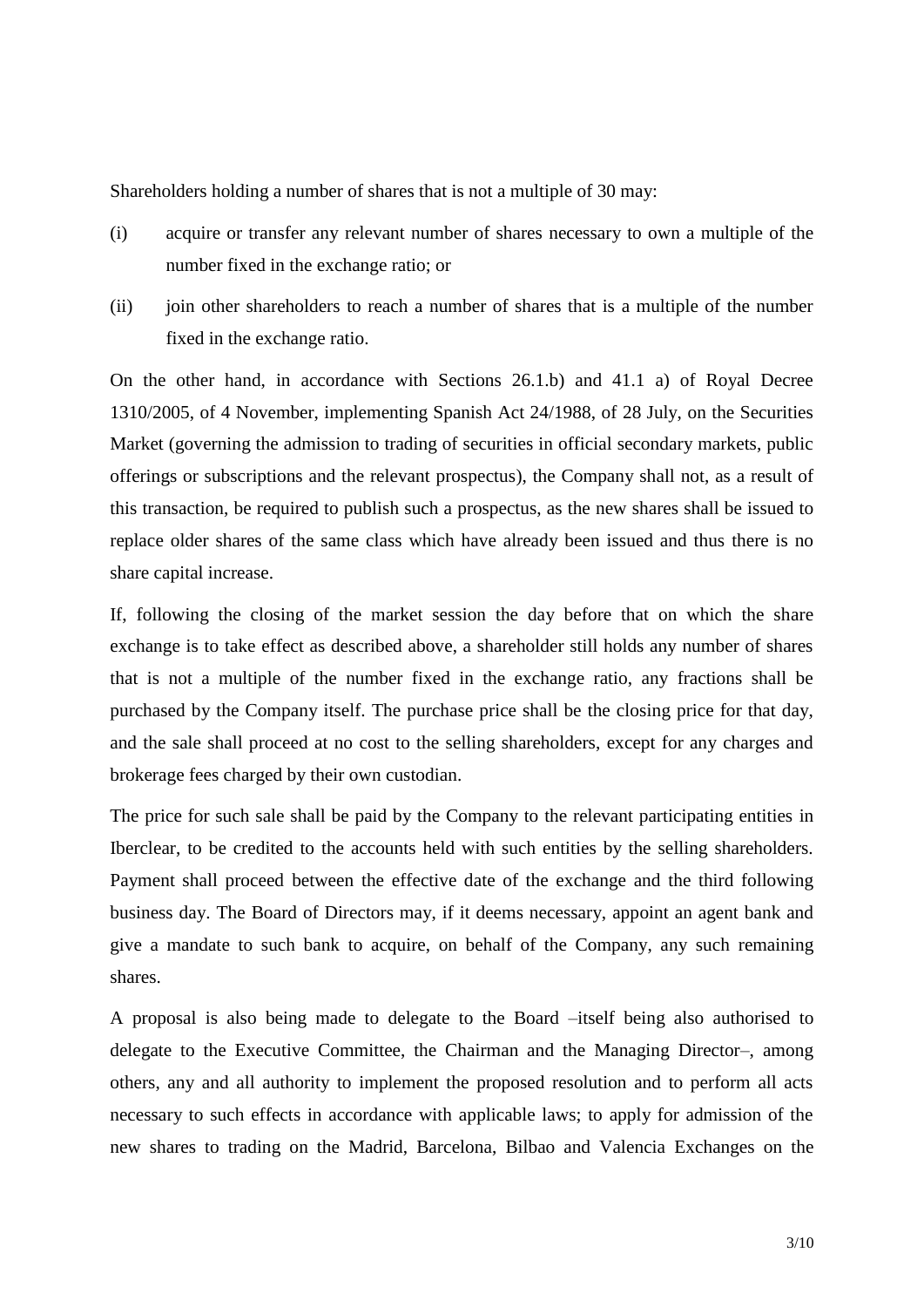Shareholders holding a number of shares that is not a multiple of 30 may:

(i) acquire or transfer any relevant number of shares necessary to own a multiple of the number fixed in the exchange ratio; or

(ii) join other shareholders to reach a number of shares that is a multiple of the number fixed in the exchange ratio.

On the other hand, in accordance with Sections 26.1.b) and 41.1 a) of Royal Decree 1310/2005, of 4 November, implementing Spanish Act 24/1988, of 28 July, on the Securities Market (governing the admission to trading of securities in official secondary markets, public offerings or subscriptions and the relevant prospectus), the Company shall not, as a result of this transaction, be required to publish such a prospectus, as the new shares shall be issued to replace older shares of the same class which have already been issued and thus there is no share capital increase.

If, following the closing of the market session the day before that on which the share exchange is to take effect as described above, a shareholder still holds any number of shares that is not a multiple of the number fixed in the exchange ratio, any fractions shall be purchased by the Company itself. The purchase price shall be the closing price for that day, and the sale shall proceed at no cost to the selling shareholders, except for any charges and brokerage fees charged by their own custodian.

The price for such sale shall be paid by the Company to the relevant participating entities in Iberclear, to be credited to the accounts held with such entities by the selling shareholders. Payment shall proceed between the effective date of the exchange and the third following business day. The Board of Directors may, if it deems necessary, appoint an agent bank and give a mandate to such bank to acquire, on behalf of the Company, any such remaining shares.

A proposal is also being made to delegate to the Board –itself being also authorised to delegate to the Executive Committee, the Chairman and the Managing Director–, among others, any and all authority to implement the proposed resolution and to perform all acts necessary to such effects in accordance with applicable laws; to apply for admission of the new shares to trading on the Madrid, Barcelona, Bilbao and Valencia Exchanges on the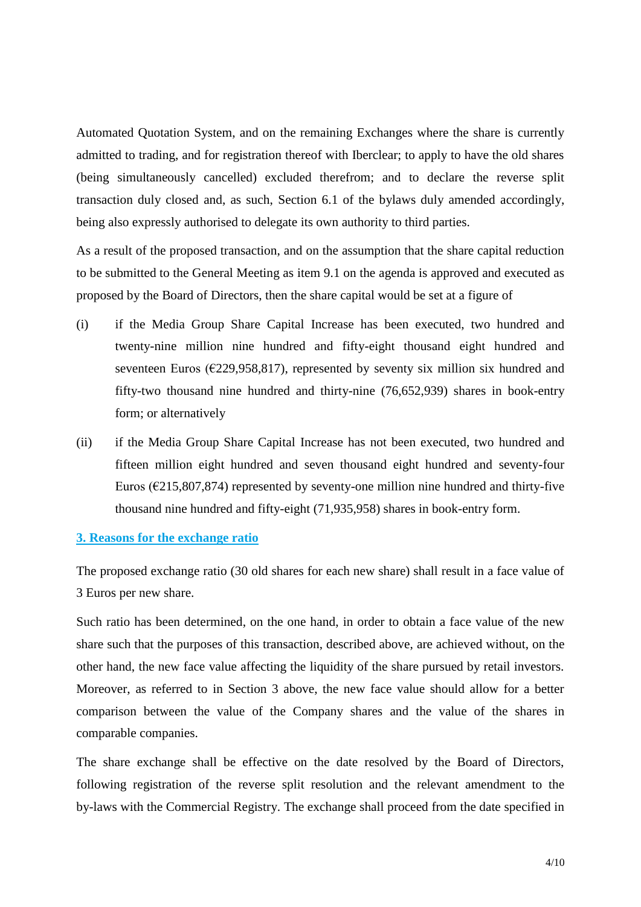Automated Quotation System, and on the remaining Exchanges where the share is currently admitted to trading, and for registration thereof with Iberclear; to apply to have the old shares (being simultaneously cancelled) excluded therefrom; and to declare the reverse split transaction duly closed and, as such, Section 6.1 of the bylaws duly amended accordingly, being also expressly authorised to delegate its own authority to third parties.

As a result of the proposed transaction, and on the assumption that the share capital reduction to be submitted to the General Meeting as item 9.1 on the agenda is approved and executed as proposed by the Board of Directors, then the share capital would be set at a figure of

(i) if the Media Group Share Capital Increase has been executed, two hundred and twenty-nine million nine hundred and fifty-eight thousand eight hundred and seventeen Euros (€229,958,817), represented by seventy six million six hundred and fifty-two thousand nine hundred and thirty-nine (76,652,939) shares in book-entry form; or alternatively

(ii) if the Media Group Share Capital Increase has not been executed, two hundred and fifteen million eight hundred and seven thousand eight hundred and seventy-four Euros (€215,807,874) represented by seventy-one million nine hundred and thirty-five thousand nine hundred and fifty-eight (71,935,958) shares in book-entry form.

## 3. Reasons for the exchange ratio

The proposed exchange ratio (30 old shares for each new share) shall result in a face value of 3 Euros per new share.

Such ratio has been determined, on the one hand, in order to obtain a face value of the new share such that the purposes of this transaction, described above, are achieved without, on the other hand, the new face value affecting the liquidity of the share pursued by retail investors. Moreover, as referred to in Section 3 above, the new face value should allow for a better comparison between the value of the Company shares and the value of the shares in comparable companies.

The share exchange shall be effective on the date resolved by the Board of Directors, following registration of the reverse split resolution and the relevant amendment to the by-laws with the Commercial Registry. The exchange shall proceed from the date specified in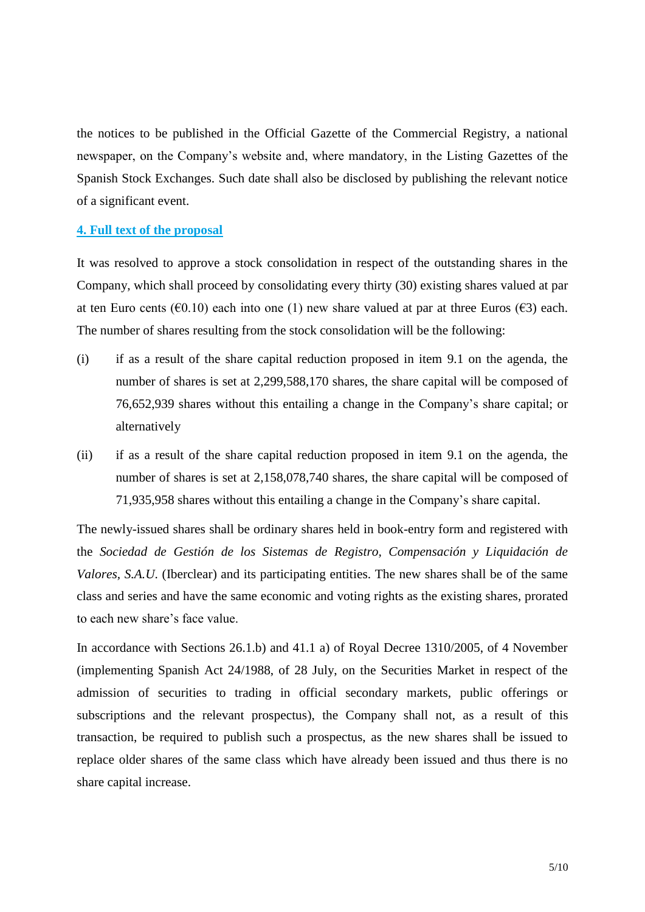the notices to be published in the Official Gazette of the Commercial Registry, a national newspaper, on the Company's website and, where mandatory, in the Listing Gazettes of the Spanish Stock Exchanges. Such date shall also be disclosed by publishing the relevant notice of a significant event.

## 4. Full text of the proposal

It was resolved to approve a stock consolidation in respect of the outstanding shares in the Company, which shall proceed by consolidating every thirty (30) existing shares valued at par at ten Euro cents (€0.10) each into one (1) new share valued at par at three Euros (€3) each. The number of shares resulting from the stock consolidation will be the following:

(i) if as a result of the share capital reduction proposed in item 9.1 on the agenda, the number of shares is set at 2,299,588,170 shares, the share capital will be composed of 76,652,939 shares without this entailing a change in the Company's share capital; or alternatively

(ii) if as a result of the share capital reduction proposed in item 9.1 on the agenda, the number of shares is set at 2,158,078,740 shares, the share capital will be composed of 71,935,958 shares without this entailing a change in the Company's share capital.

The newly-issued shares shall be ordinary shares held in book-entry form and registered with the *Sociedad de Gestión de los Sistemas de Registro, Compensación y Liquidación de Valores, S.A.U.* (Iberclear) and its participating entities. The new shares shall be of the same class and series and have the same economic and voting rights as the existing shares, prorated to each new share's face value.

In accordance with Sections 26.1.b) and 41.1 a) of Royal Decree 1310/2005, of 4 November (implementing Spanish Act 24/1988, of 28 July, on the Securities Market in respect of the admission of securities to trading in official secondary markets, public offerings or subscriptions and the relevant prospectus), the Company shall not, as a result of this transaction, be required to publish such a prospectus, as the new shares shall be issued to replace older shares of the same class which have already been issued and thus there is no share capital increase.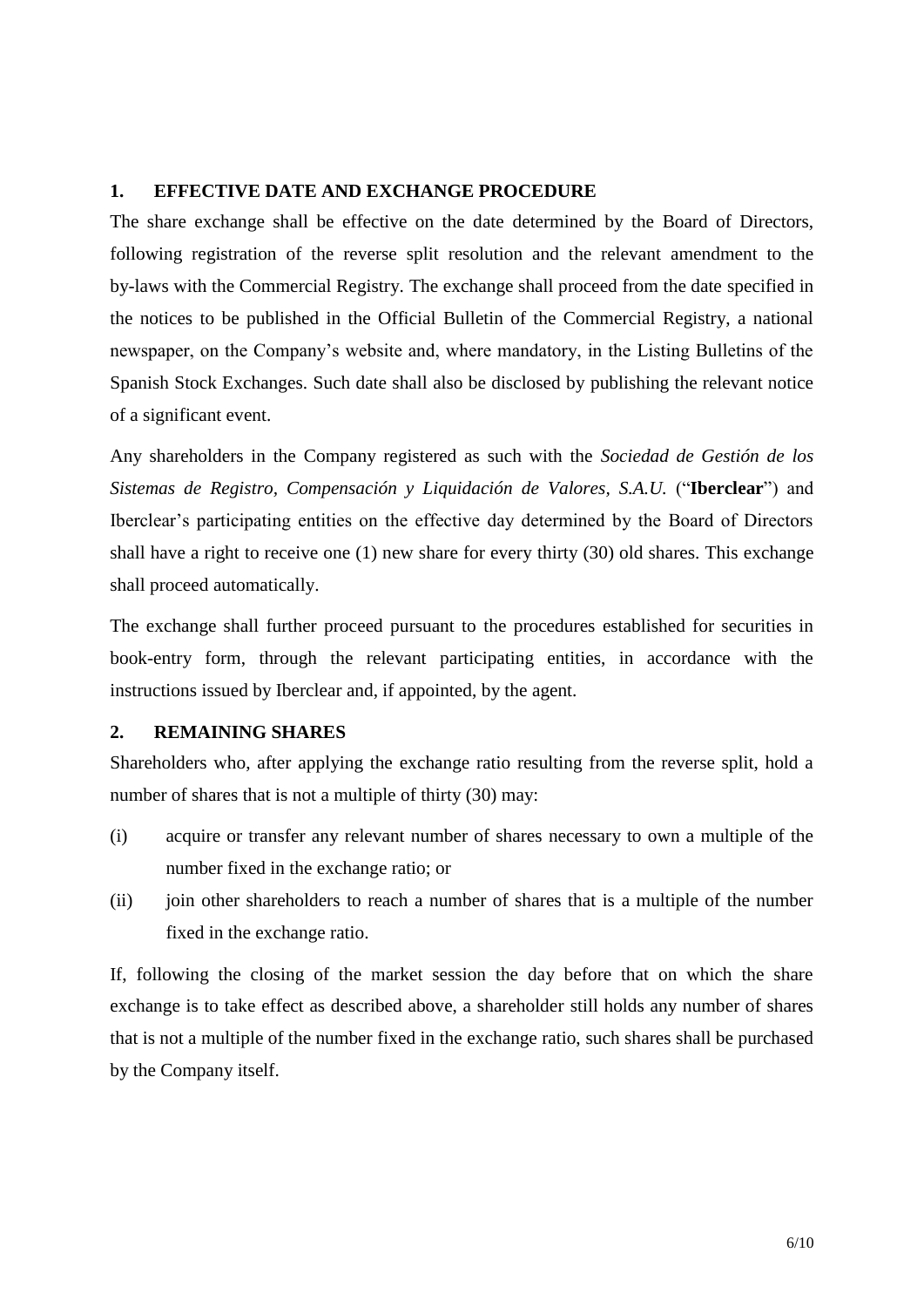## 1. EFFECTIVE DATE AND EXCHANGE PROCEDURE

The share exchange shall be effective on the date determined by the Board of Directors, following registration of the reverse split resolution and the relevant amendment to the by-laws with the Commercial Registry. The exchange shall proceed from the date specified in the notices to be published in the Official Bulletin of the Commercial Registry, a national newspaper, on the Company's website and, where mandatory, in the Listing Bulletins of the Spanish Stock Exchanges. Such date shall also be disclosed by publishing the relevant notice of a significant event.

Any shareholders in the Company registered as such with the *Sociedad de Gestión de los Sistemas de Registro, Compensación y Liquidación de Valores, S.A.U.* ("**Iberclear**") and Iberclear's participating entities on the effective day determined by the Board of Directors shall have a right to receive one (1) new share for every thirty (30) old shares. This exchange shall proceed automatically.

The exchange shall further proceed pursuant to the procedures established for securities in book-entry form, through the relevant participating entities, in accordance with the instructions issued by Iberclear and, if appointed, by the agent.

## 2. REMAINING SHARES

Shareholders who, after applying the exchange ratio resulting from the reverse split, hold a number of shares that is not a multiple of thirty (30) may:

(i) acquire or transfer any relevant number of shares necessary to own a multiple of the number fixed in the exchange ratio; or

(ii) join other shareholders to reach a number of shares that is a multiple of the number fixed in the exchange ratio.

If, following the closing of the market session the day before that on which the share exchange is to take effect as described above, a shareholder still holds any number of shares that is not a multiple of the number fixed in the exchange ratio, such shares shall be purchased by the Company itself.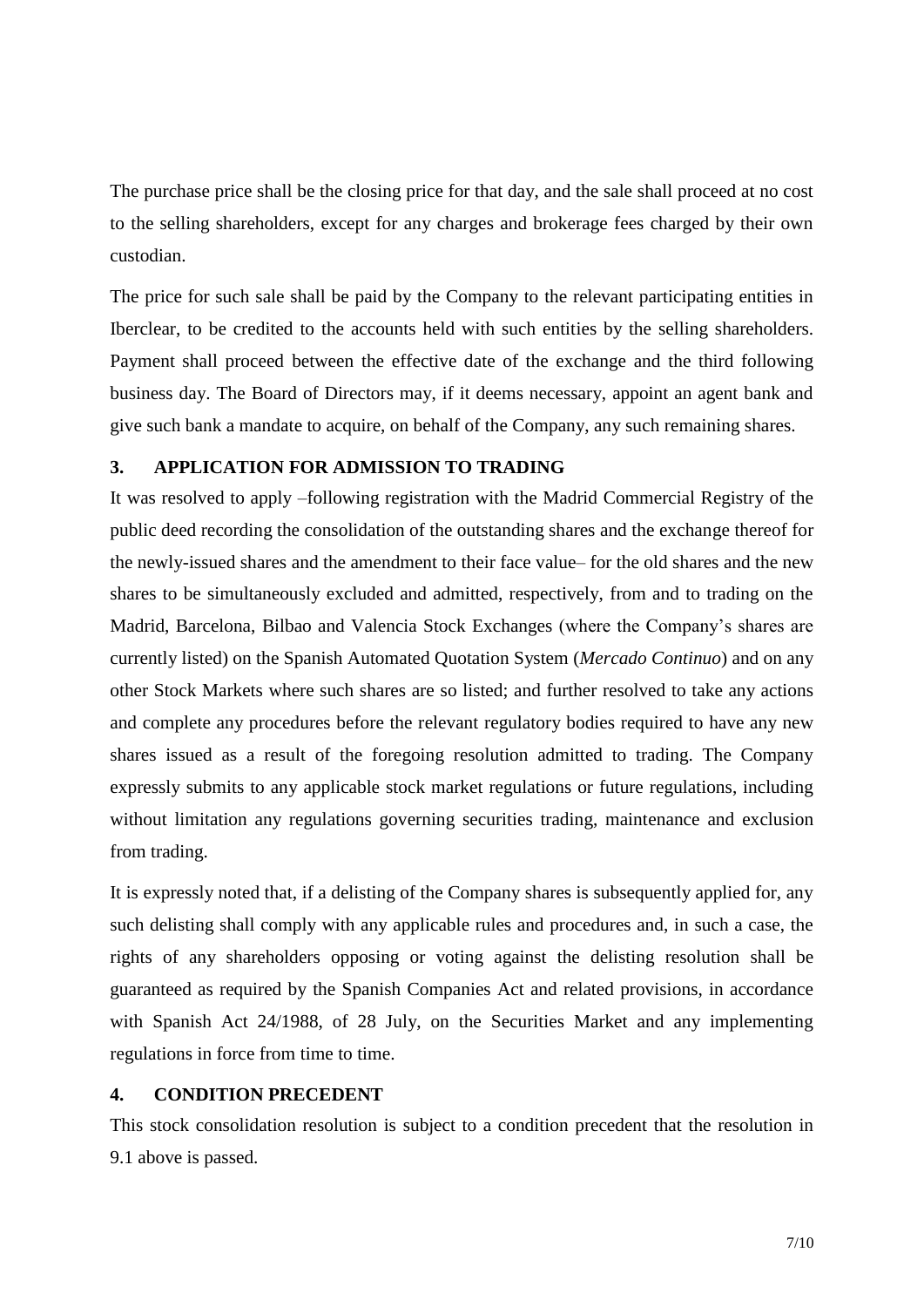The purchase price shall be the closing price for that day, and the sale shall proceed at no cost to the selling shareholders, except for any charges and brokerage fees charged by their own custodian.

The price for such sale shall be paid by the Company to the relevant participating entities in Iberclear, to be credited to the accounts held with such entities by the selling shareholders. Payment shall proceed between the effective date of the exchange and the third following business day. The Board of Directors may, if it deems necessary, appoint an agent bank and give such bank a mandate to acquire, on behalf of the Company, any such remaining shares.

### 3. APPLICATION FOR ADMISSION TO TRADING

It was resolved to apply –following registration with the Madrid Commercial Registry of the public deed recording the consolidation of the outstanding shares and the exchange thereof for the newly-issued shares and the amendment to their face value– for the old shares and the new shares to be simultaneously excluded and admitted, respectively, from and to trading on the Madrid, Barcelona, Bilbao and Valencia Stock Exchanges (where the Company's shares are currently listed) on the Spanish Automated Quotation System (*Mercado Continuo*) and on any other Stock Markets where such shares are so listed; and further resolved to take any actions and complete any procedures before the relevant regulatory bodies required to have any new shares issued as a result of the foregoing resolution admitted to trading. The Company expressly submits to any applicable stock market regulations or future regulations, including without limitation any regulations governing securities trading, maintenance and exclusion from trading.

It is expressly noted that, if a delisting of the Company shares is subsequently applied for, any such delisting shall comply with any applicable rules and procedures and, in such a case, the rights of any shareholders opposing or voting against the delisting resolution shall be guaranteed as required by the Spanish Companies Act and related provisions, in accordance with Spanish Act 24/1988, of 28 July, on the Securities Market and any implementing regulations in force from time to time.

### 4. CONDITION PRECEDENT

This stock consolidation resolution is subject to a condition precedent that the resolution in 9.1 above is passed.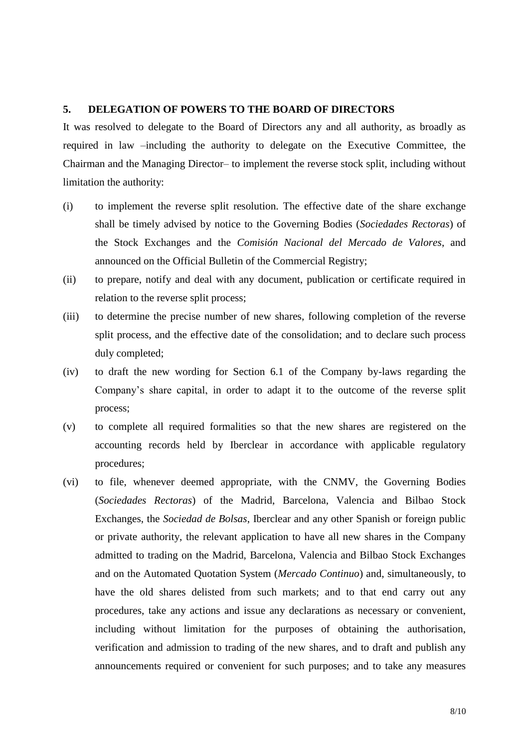## 5. DELEGATION OF POWERS TO THE BOARD OF DIRECTORS

It was resolved to delegate to the Board of Directors any and all authority, as broadly as required in law –including the authority to delegate on the Executive Committee, the Chairman and the Managing Director– to implement the reverse stock split, including without limitation the authority:

(i) to implement the reverse split resolution. The effective date of the share exchange shall be timely advised by notice to the Governing Bodies (*Sociedades Rectoras*) of the Stock Exchanges and the *Comisión Nacional del Mercado de Valores*, and announced on the Official Bulletin of the Commercial Registry;

(ii) to prepare, notify and deal with any document, publication or certificate required in relation to the reverse split process;

(iii) to determine the precise number of new shares, following completion of the reverse split process, and the effective date of the consolidation; and to declare such process duly completed;

(iv) to draft the new wording for Section 6.1 of the Company by-laws regarding the Company's share capital, in order to adapt it to the outcome of the reverse split process;

(v) to complete all required formalities so that the new shares are registered on the accounting records held by Iberclear in accordance with applicable regulatory procedures;

(vi) to file, whenever deemed appropriate, with the CNMV, the Governing Bodies (*Sociedades Rectoras*) of the Madrid, Barcelona, Valencia and Bilbao Stock Exchanges, the *Sociedad de Bolsas*, Iberclear and any other Spanish or foreign public or private authority, the relevant application to have all new shares in the Company admitted to trading on the Madrid, Barcelona, Valencia and Bilbao Stock Exchanges and on the Automated Quotation System (*Mercado Continuo*) and, simultaneously, to have the old shares delisted from such markets; and to that end carry out any procedures, take any actions and issue any declarations as necessary or convenient, including without limitation for the purposes of obtaining the authorisation, verification and admission to trading of the new shares, and to draft and publish any announcements required or convenient for such purposes; and to take any measures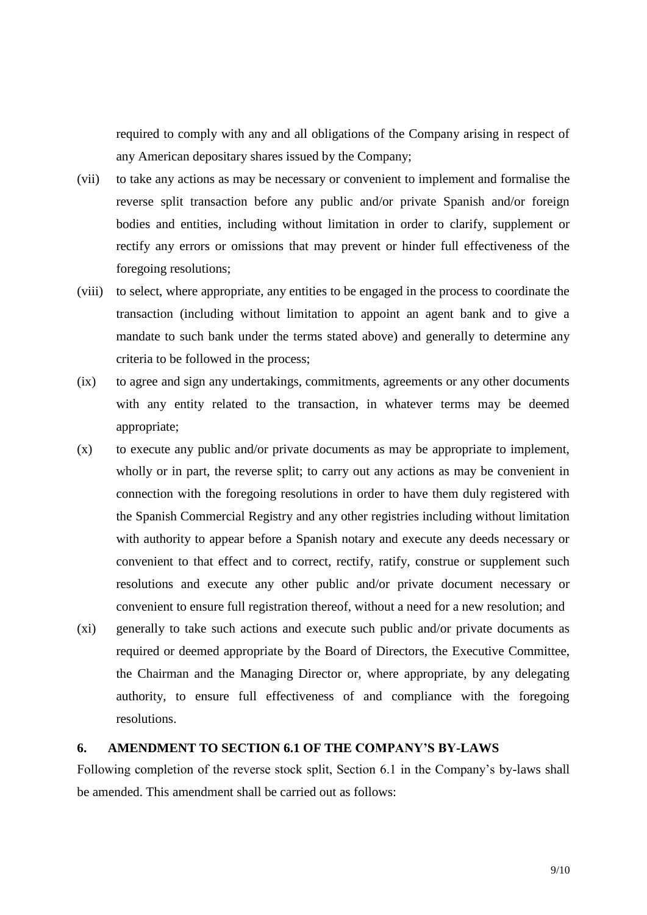required to comply with any and all obligations of the Company arising in respect of any American depositary shares issued by the Company;

(vii) to take any actions as may be necessary or convenient to implement and formalise the reverse split transaction before any public and/or private Spanish and/or foreign bodies and entities, including without limitation in order to clarify, supplement or rectify any errors or omissions that may prevent or hinder full effectiveness of the foregoing resolutions;

(viii) to select, where appropriate, any entities to be engaged in the process to coordinate the transaction (including without limitation to appoint an agent bank and to give a mandate to such bank under the terms stated above) and generally to determine any criteria to be followed in the process;

(ix) to agree and sign any undertakings, commitments, agreements or any other documents with any entity related to the transaction, in whatever terms may be deemed appropriate;

(x) to execute any public and/or private documents as may be appropriate to implement, wholly or in part, the reverse split; to carry out any actions as may be convenient in connection with the foregoing resolutions in order to have them duly registered with the Spanish Commercial Registry and any other registries including without limitation with authority to appear before a Spanish notary and execute any deeds necessary or convenient to that effect and to correct, rectify, ratify, construe or supplement such resolutions and execute any other public and/or private document necessary or convenient to ensure full registration thereof, without a need for a new resolution; and

(xi) generally to take such actions and execute such public and/or private documents as required or deemed appropriate by the Board of Directors, the Executive Committee, the Chairman and the Managing Director or, where appropriate, by any delegating authority, to ensure full effectiveness of and compliance with the foregoing resolutions.

## 6. AMENDMENT TO SECTION 6.1 OF THE COMPANY'S BY-LAWS

Following completion of the reverse stock split, Section 6.1 in the Company's by-laws shall be amended. This amendment shall be carried out as follows: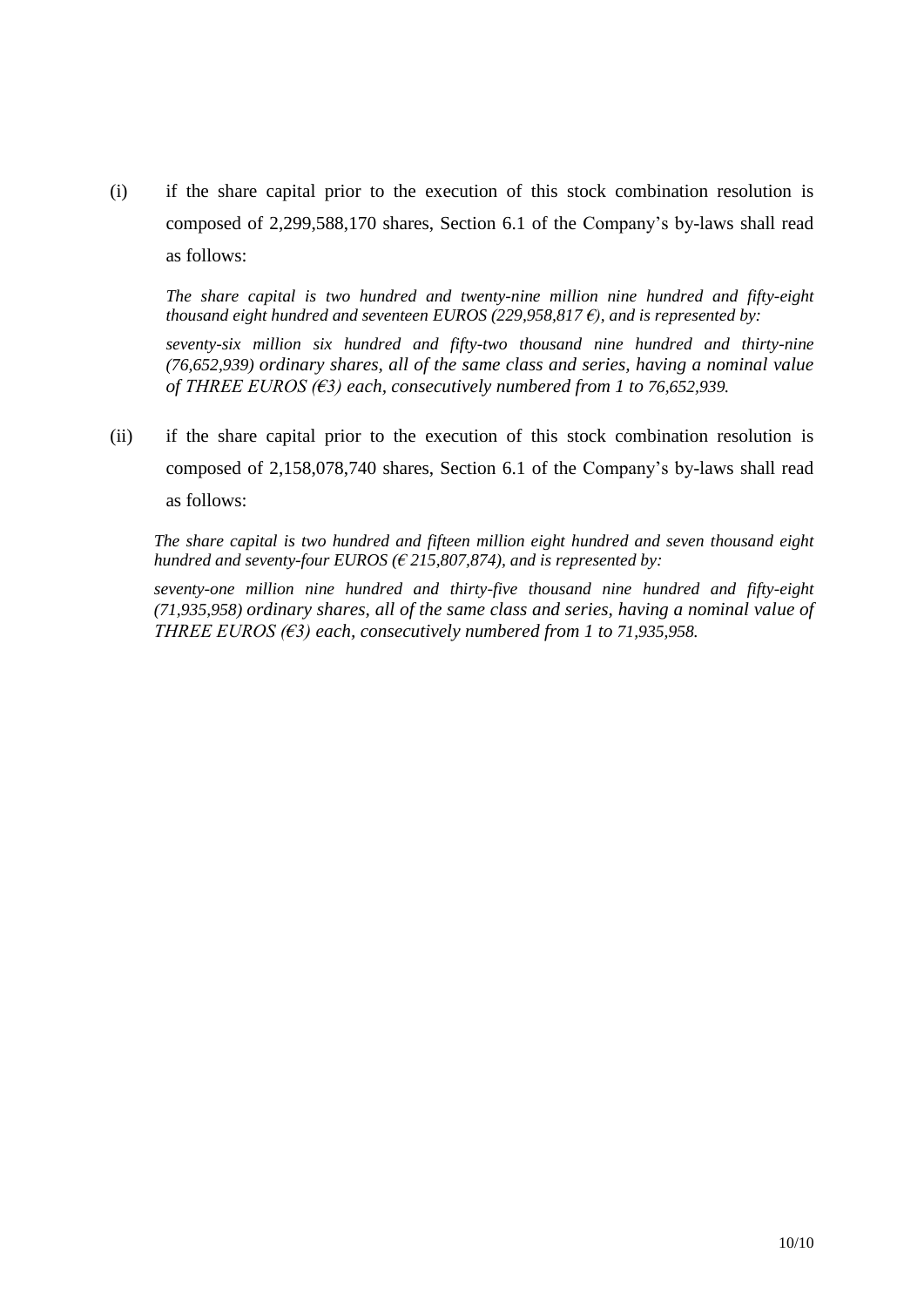(i) if the share capital prior to the execution of this stock combination resolution is composed of 2,299,588,170 shares, Section 6.1 of the Company's by-laws shall read as follows:

> *The share capital is two hundred and twenty-nine million nine hundred and fifty-eight thousand eight hundred and seventeen EUROS (229,958,817 €), and is represented by:*
>
> *seventy-six million six hundred and fifty-two thousand nine hundred and thirty-nine (76,652,939) ordinary shares, all of the same class and series, having a nominal value of THREE EUROS (€3) each, consecutively numbered from 1 to 76,652,939.*

(ii) if the share capital prior to the execution of this stock combination resolution is composed of 2,158,078,740 shares, Section 6.1 of the Company's by-laws shall read as follows:

> *The share capital is two hundred and fifteen million eight hundred and seven thousand eight hundred and seventy-four EUROS (€ 215,807,874), and is represented by:*
>
> *seventy-one million nine hundred and thirty-five thousand nine hundred and fifty-eight (71,935,958) ordinary shares, all of the same class and series, having a nominal value of THREE EUROS (€3) each, consecutively numbered from 1 to 71,935,958.*